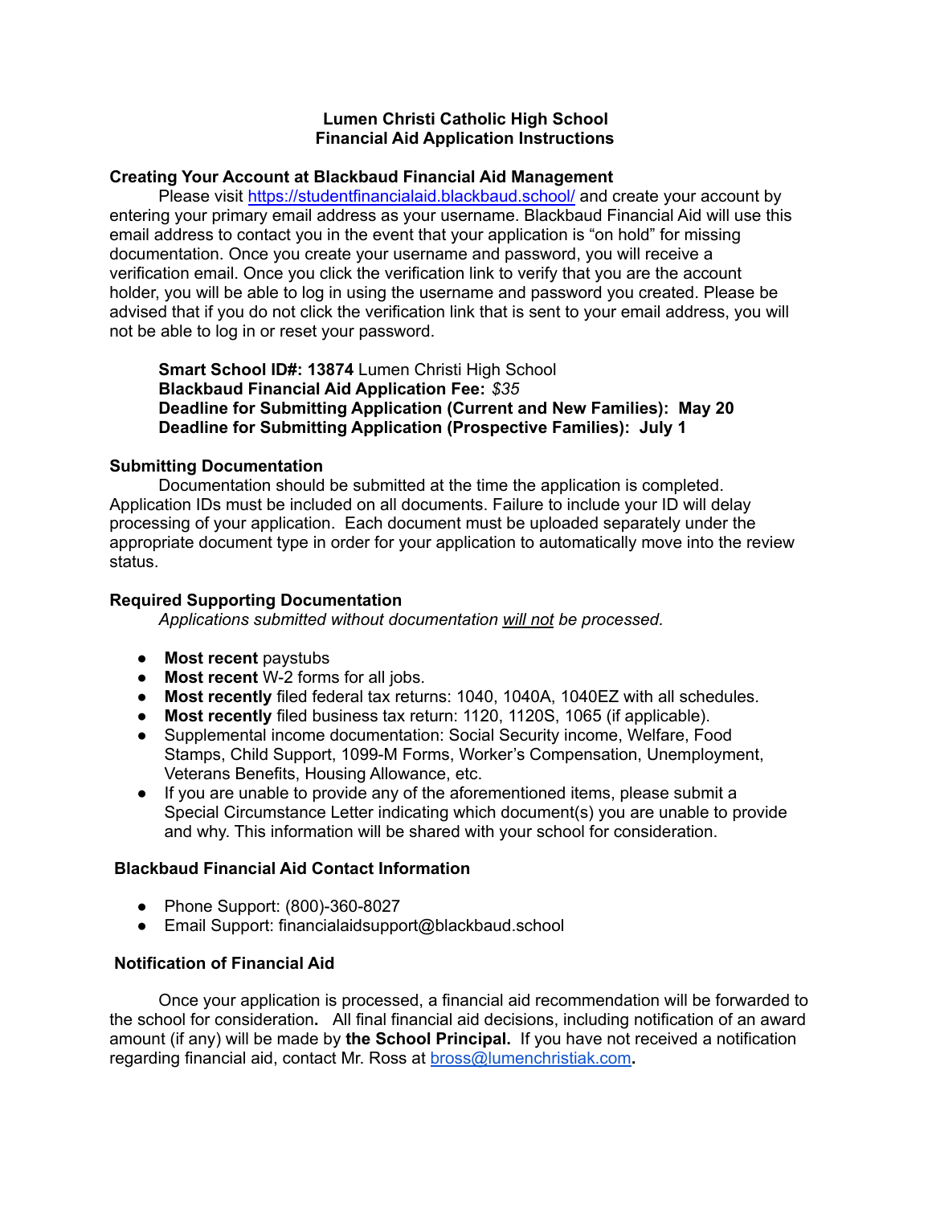# Lumen Christi Catholic High School
# Financial Aid Application Instructions

## Creating Your Account at Blackbaud Financial Aid Management

Please visit [https://studentfinancialaid.blackbaud.school/](https://studentfinancialaid.blackbaud.school/) and create your account by entering your primary email address as your username. Blackbaud Financial Aid will use this email address to contact you in the event that your application is "on hold" for missing documentation. Once you create your username and password, you will receive a verification email. Once you click the verification link to verify that you are the account holder, you will be able to log in using the username and password you created. Please be advised that if you do not click the verification link that is sent to your email address, you will not be able to log in or reset your password.

**Smart School ID#: 13874** Lumen Christi High School
**Blackbaud Financial Aid Application Fee:** *$35*
**Deadline for Submitting Application (Current and New Families): May 20**
**Deadline for Submitting Application (Prospective Families): July 1**

## Submitting Documentation

Documentation should be submitted at the time the application is completed. Application IDs must be included on all documents. Failure to include your ID will delay processing of your application. Each document must be uploaded separately under the appropriate document type in order for your application to automatically move into the review status.

## Required Supporting Documentation

*Applications submitted without documentation will not be processed.*

- **Most recent** paystubs
- **Most recent** W-2 forms for all jobs.
- **Most recently** filed federal tax returns: 1040, 1040A, 1040EZ with all schedules.
- **Most recently** filed business tax return: 1120, 1120S, 1065 (if applicable).
- Supplemental income documentation: Social Security income, Welfare, Food Stamps, Child Support, 1099-M Forms, Worker's Compensation, Unemployment, Veterans Benefits, Housing Allowance, etc.
- If you are unable to provide any of the aforementioned items, please submit a Special Circumstance Letter indicating which document(s) you are unable to provide and why. This information will be shared with your school for consideration.

## Blackbaud Financial Aid Contact Information

- Phone Support: (800)-360-8027
- Email Support: financialaidsupport@blackbaud.school

## Notification of Financial Aid

Once your application is processed, a financial aid recommendation will be forwarded to the school for consideration**.** All final financial aid decisions, including notification of an award amount (if any) will be made by **the School Principal.** If you have not received a notification regarding financial aid, contact Mr. Ross at [bross@lumenchristiak.com](mailto:bross@lumenchristiak.com)**.**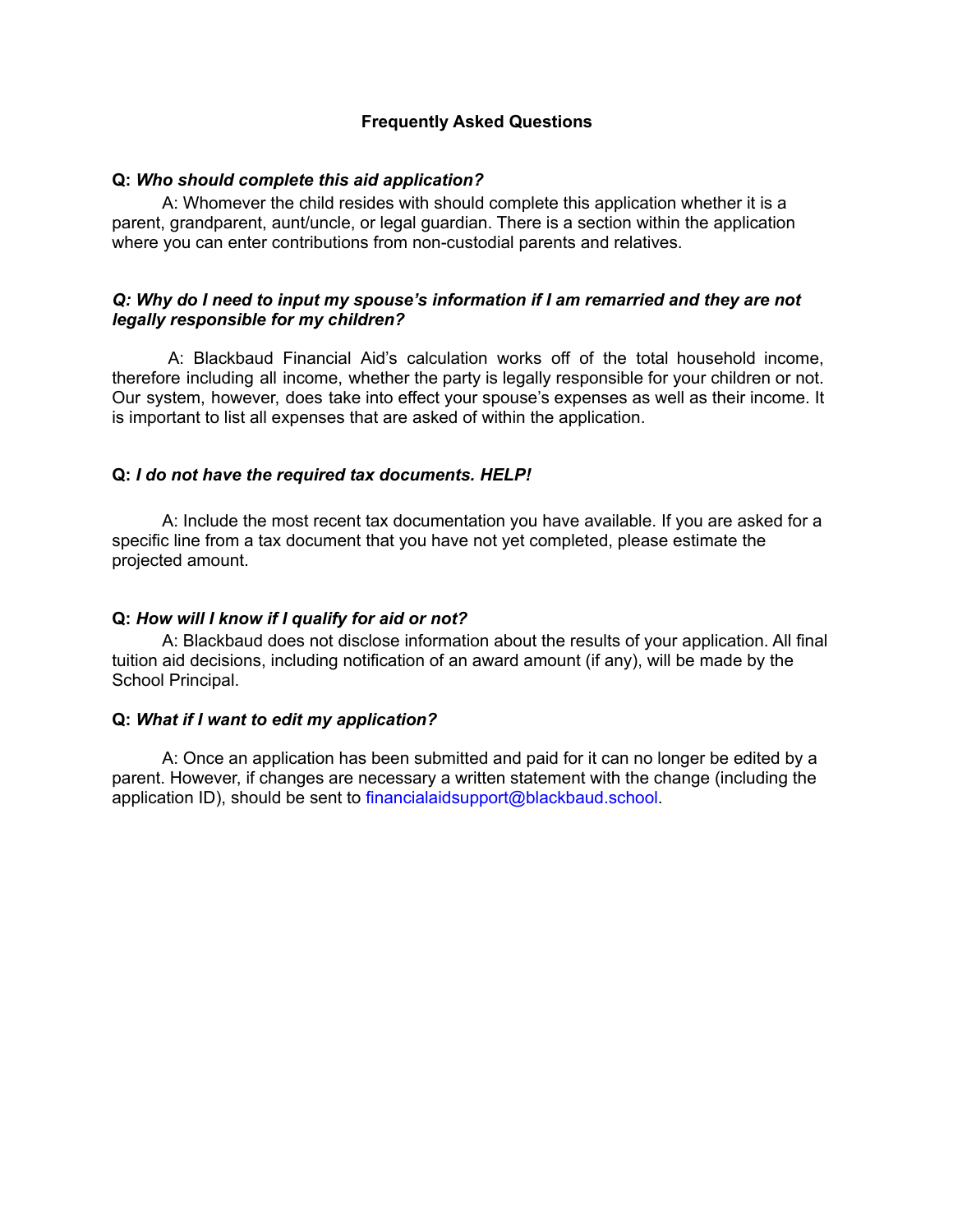## Frequently Asked Questions

**Q:** ***Who should complete this aid application?***

A: Whomever the child resides with should complete this application whether it is a parent, grandparent, aunt/uncle, or legal guardian. There is a section within the application where you can enter contributions from non-custodial parents and relatives.

***Q: Why do I need to input my spouse's information if I am remarried and they are not legally responsible for my children?***

A: Blackbaud Financial Aid's calculation works off of the total household income, therefore including all income, whether the party is legally responsible for your children or not. Our system, however, does take into effect your spouse's expenses as well as their income. It is important to list all expenses that are asked of within the application.

**Q:** ***I do not have the required tax documents. HELP!***

A: Include the most recent tax documentation you have available. If you are asked for a specific line from a tax document that you have not yet completed, please estimate the projected amount.

**Q:** ***How will I know if I qualify for aid or not?***

A: Blackbaud does not disclose information about the results of your application. All final tuition aid decisions, including notification of an award amount (if any), will be made by the School Principal.

**Q:** ***What if I want to edit my application?***

A: Once an application has been submitted and paid for it can no longer be edited by a parent. However, if changes are necessary a written statement with the change (including the application ID), should be sent to financialaidsupport@blackbaud.school.